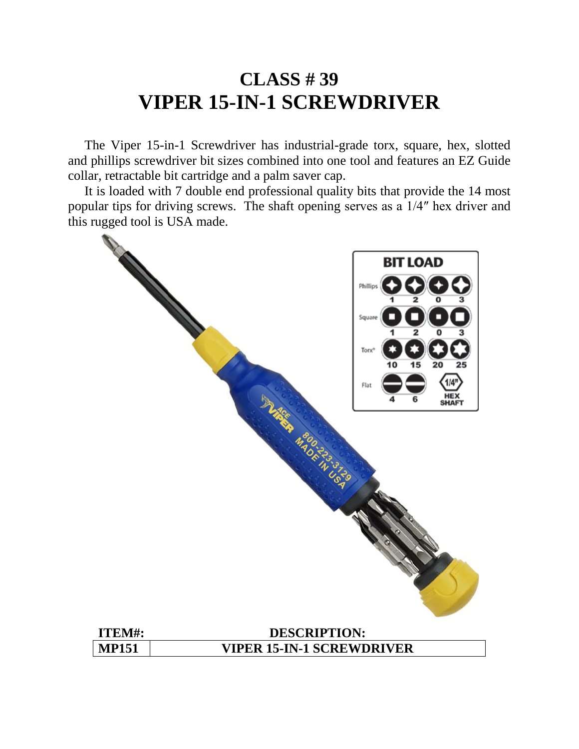# CLASS # 39
# VIPER 15-IN-1 SCREWDRIVER

The Viper 15-in-1 Screwdriver has industrial-grade torx, square, hex, slotted and phillips screwdriver bit sizes combined into one tool and features an EZ Guide collar, retractable bit cartridge and a palm saver cap.

It is loaded with 7 double end professional quality bits that provide the 14 most popular tips for driving screws. The shaft opening serves as a 1/4″ hex driver and this rugged tool is USA made.

| ITEM#: | DESCRIPTION: |
|---|---|
| MP151 | VIPER 15-IN-1 SCREWDRIVER |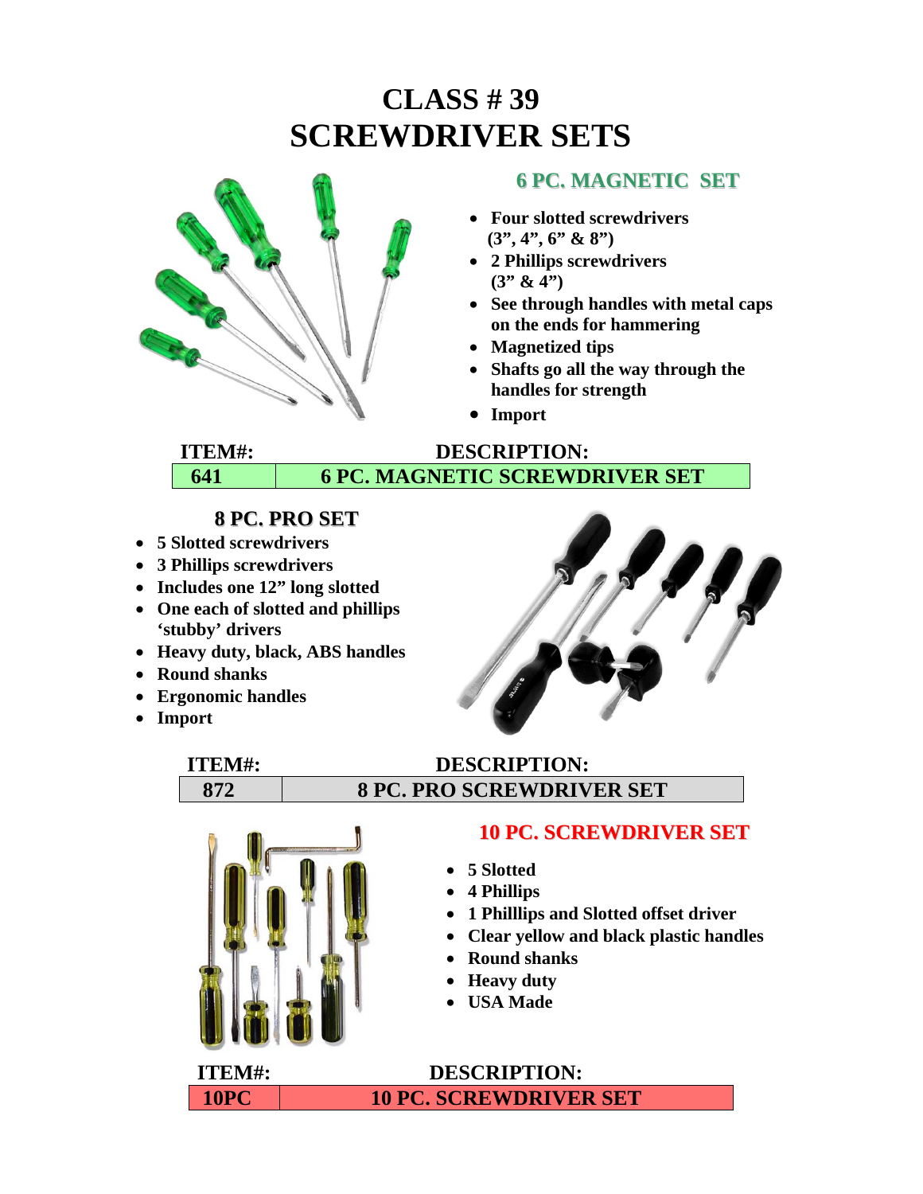# CLASS # 39
# SCREWDRIVER SETS

## 6 PC. MAGNETIC SET

- **Four slotted screwdrivers (3", 4", 6" & 8")**
- **2 Phillips screwdrivers (3" & 4")**
- **See through handles with metal caps on the ends for hammering**
- **Magnetized tips**
- **Shafts go all the way through the handles for strength**
- **Import**

| ITEM#: | DESCRIPTION: |
|---|---|
| 641 | 6 PC. MAGNETIC SCREWDRIVER SET |

## 8 PC. PRO SET

- **5 Slotted screwdrivers**
- **3 Phillips screwdrivers**
- **Includes one 12" long slotted**
- **One each of slotted and phillips 'stubby' drivers**
- **Heavy duty, black, ABS handles**
- **Round shanks**
- **Ergonomic handles**
- **Import**

| ITEM#: | DESCRIPTION: |
|---|---|
| 872 | 8 PC. PRO SCREWDRIVER SET |

## 10 PC. SCREWDRIVER SET

- **5 Slotted**
- **4 Phillips**
- **1 Phillips and Slotted offset driver**
- **Clear yellow and black plastic handles**
- **Round shanks**
- **Heavy duty**
- **USA Made**

| ITEM#: | DESCRIPTION: |
|---|---|
| 10PC | 10 PC. SCREWDRIVER SET |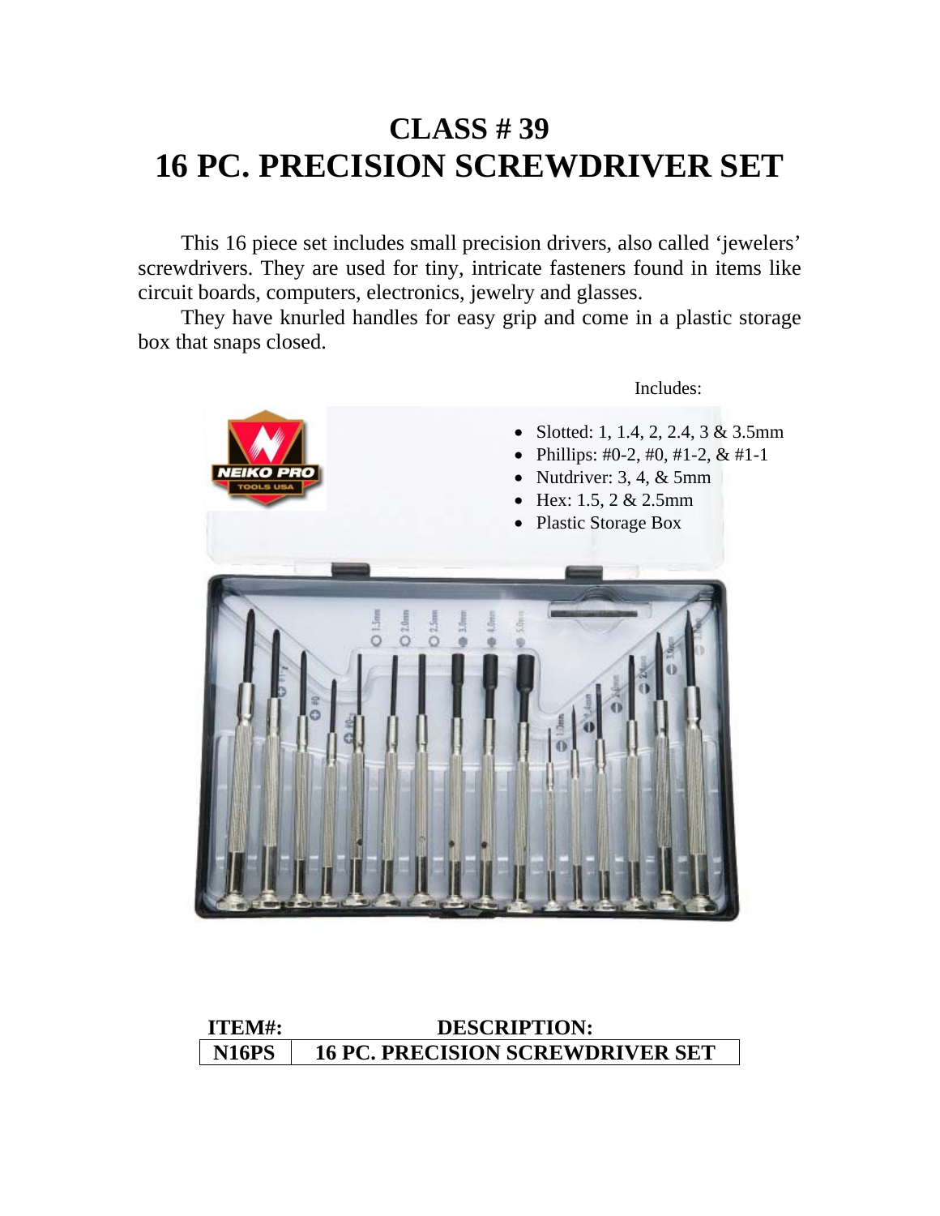# CLASS # 39
# 16 PC. PRECISION SCREWDRIVER SET

This 16 piece set includes small precision drivers, also called 'jewelers' screwdrivers. They are used for tiny, intricate fasteners found in items like circuit boards, computers, electronics, jewelry and glasses.

They have knurled handles for easy grip and come in a plastic storage box that snaps closed.

Includes:

- Slotted: 1, 1.4, 2, 2.4, 3 & 3.5mm
- Phillips: #0-2, #0, #1-2, & #1-1
- Nutdriver: 3, 4, & 5mm
- Hex: 1.5, 2 & 2.5mm
- Plastic Storage Box

| ITEM#: | DESCRIPTION: |
| --- | --- |
| N16PS | 16 PC. PRECISION SCREWDRIVER SET |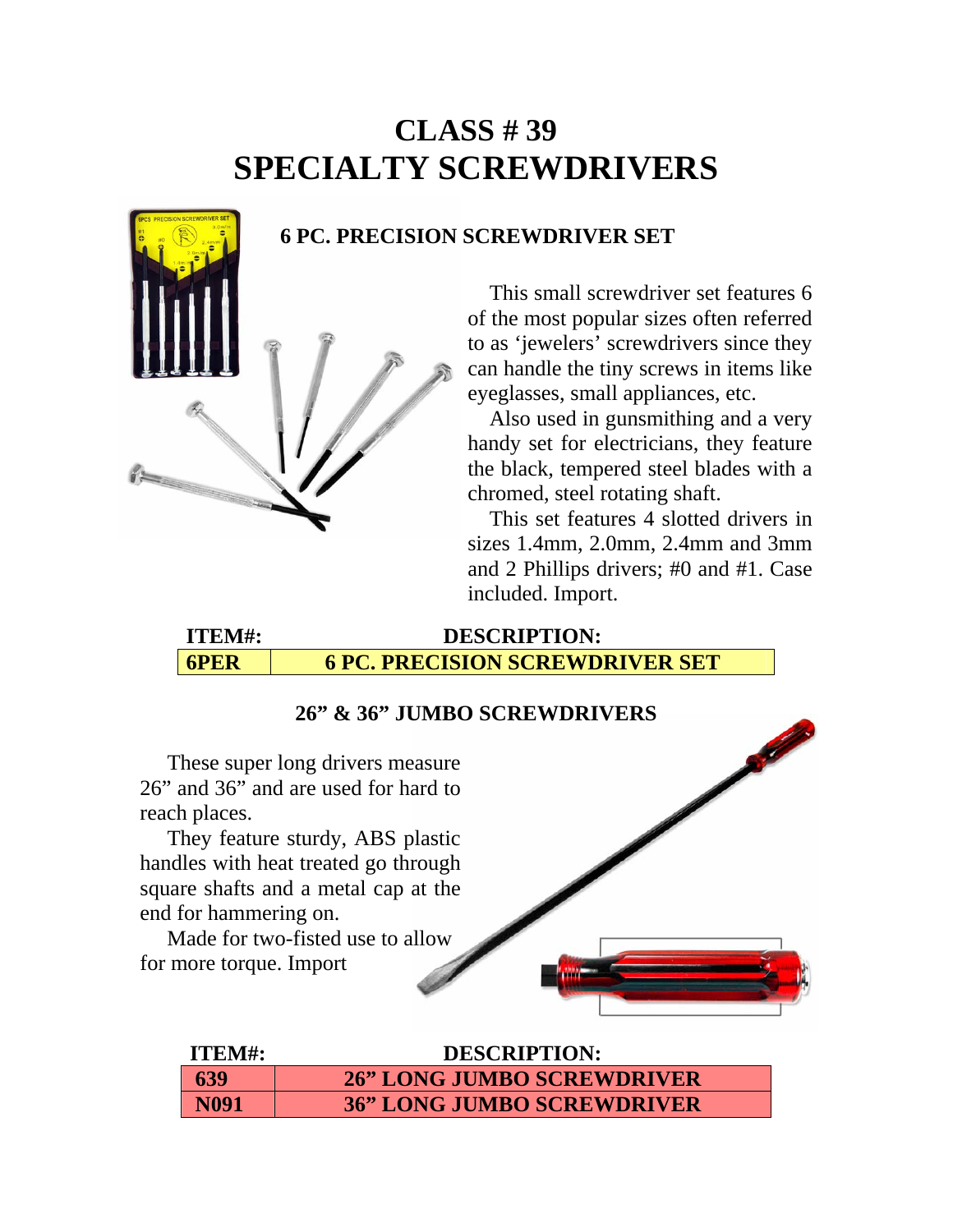# CLASS # 39
# SPECIALTY SCREWDRIVERS

## 6 PC. PRECISION SCREWDRIVER SET

This small screwdriver set features 6 of the most popular sizes often referred to as 'jewelers' screwdrivers since they can handle the tiny screws in items like eyeglasses, small appliances, etc.

Also used in gunsmithing and a very handy set for electricians, they feature the black, tempered steel blades with a chromed, steel rotating shaft.

This set features 4 slotted drivers in sizes 1.4mm, 2.0mm, 2.4mm and 3mm and 2 Phillips drivers; #0 and #1. Case included. Import.

| ITEM#: | DESCRIPTION: |
|---|---|
| **6PER** | **6 PC. PRECISION SCREWDRIVER SET** |

## 26" & 36" JUMBO SCREWDRIVERS

These super long drivers measure 26" and 36" and are used for hard to reach places.

They feature sturdy, ABS plastic handles with heat treated go through square shafts and a metal cap at the end for hammering on.

Made for two-fisted use to allow for more torque. Import

| ITEM#: | DESCRIPTION: |
|---|---|
| **639** | **26" LONG JUMBO SCREWDRIVER** |
| **N091** | **36" LONG JUMBO SCREWDRIVER** |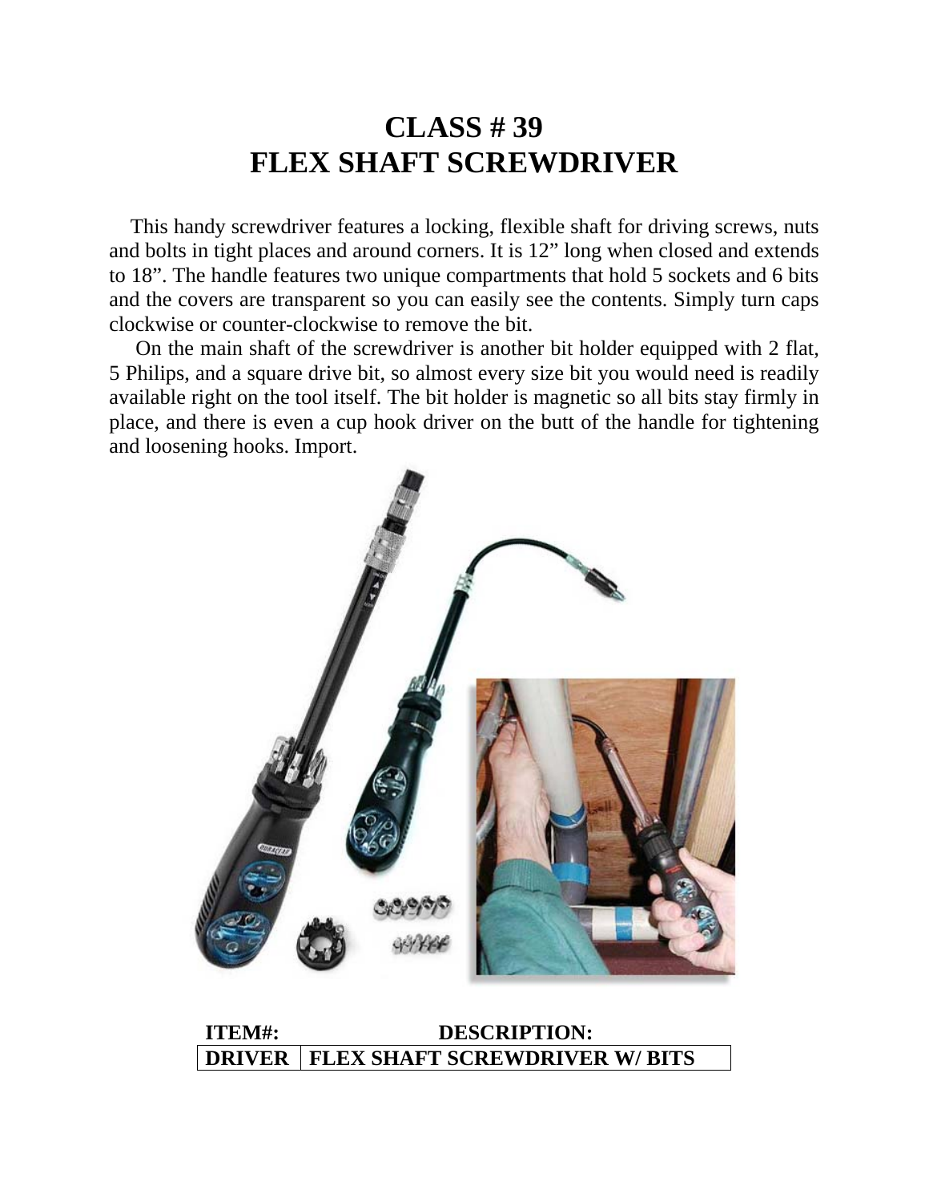# CLASS # 39
# FLEX SHAFT SCREWDRIVER

This handy screwdriver features a locking, flexible shaft for driving screws, nuts and bolts in tight places and around corners. It is 12" long when closed and extends to 18". The handle features two unique compartments that hold 5 sockets and 6 bits and the covers are transparent so you can easily see the contents. Simply turn caps clockwise or counter-clockwise to remove the bit.

On the main shaft of the screwdriver is another bit holder equipped with 2 flat, 5 Philips, and a square drive bit, so almost every size bit you would need is readily available right on the tool itself. The bit holder is magnetic so all bits stay firmly in place, and there is even a cup hook driver on the butt of the handle for tightening and loosening hooks. Import.

| ITEM#: | DESCRIPTION: |
|---|---|
| DRIVER | FLEX SHAFT SCREWDRIVER W/ BITS |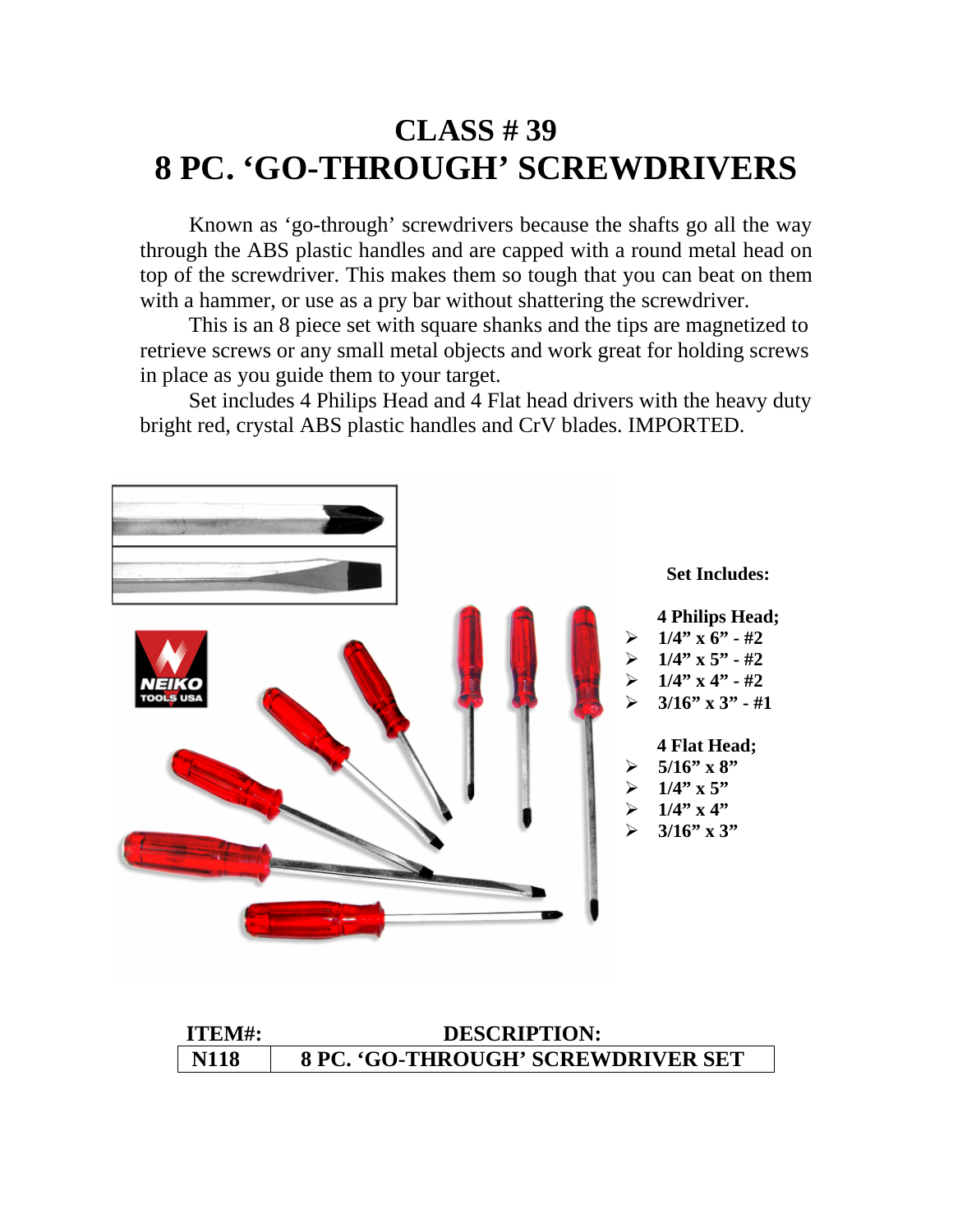# CLASS # 39
# 8 PC. 'GO-THROUGH' SCREWDRIVERS

Known as 'go-through' screwdrivers because the shafts go all the way through the ABS plastic handles and are capped with a round metal head on top of the screwdriver. This makes them so tough that you can beat on them with a hammer, or use as a pry bar without shattering the screwdriver.

This is an 8 piece set with square shanks and the tips are magnetized to retrieve screws or any small metal objects and work great for holding screws in place as you guide them to your target.

Set includes 4 Philips Head and 4 Flat head drivers with the heavy duty bright red, crystal ABS plastic handles and CrV blades. IMPORTED.

**Set Includes:**

**4 Philips Head;**

- **1/4" x 6" - #2**
- **1/4" x 5" - #2**
- **1/4" x 4" - #2**
- **3/16" x 3" - #1**

**4 Flat Head;**

- **5/16" x 8"**
- **1/4" x 5"**
- **1/4" x 4"**
- **3/16" x 3"**

| ITEM#: | DESCRIPTION: |
| --- | --- |
| N118 | 8 PC. 'GO-THROUGH' SCREWDRIVER SET |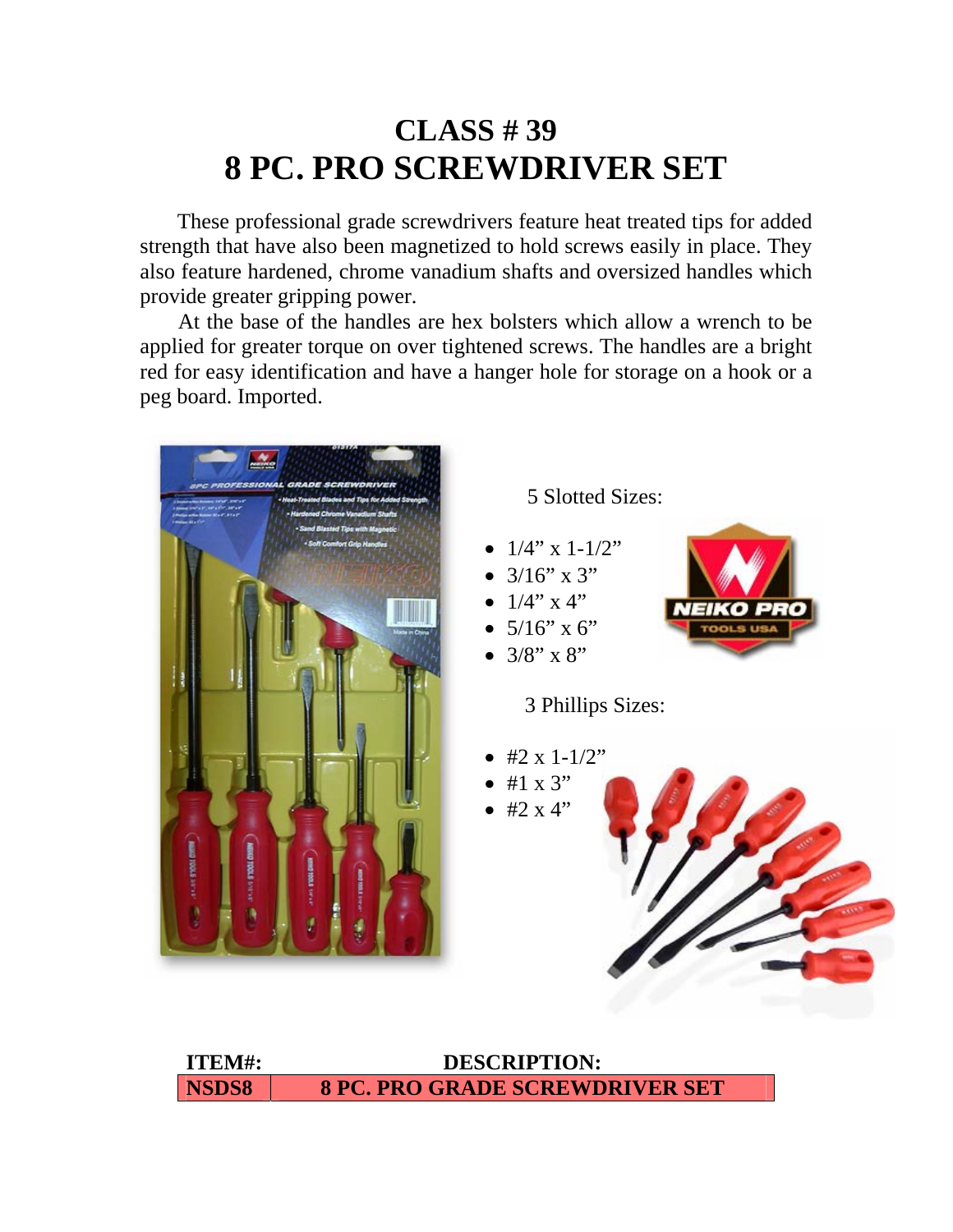# CLASS # 39
# 8 PC. PRO SCREWDRIVER SET

These professional grade screwdrivers feature heat treated tips for added strength that have also been magnetized to hold screws easily in place. They also feature hardened, chrome vanadium shafts and oversized handles which provide greater gripping power.

At the base of the handles are hex bolsters which allow a wrench to be applied for greater torque on over tightened screws. The handles are a bright red for easy identification and have a hanger hole for storage on a hook or a peg board. Imported.

5 Slotted Sizes:

- 1/4" x 1-1/2"
- 3/16" x 3"
- 1/4" x 4"
- 5/16" x 6"
- 3/8" x 8"

3 Phillips Sizes:

- #2 x 1-1/2"
- #1 x 3"
- #2 x 4"

| ITEM#: | DESCRIPTION: |
|---|---|
| NSDS8 | 8 PC. PRO GRADE SCREWDRIVER SET |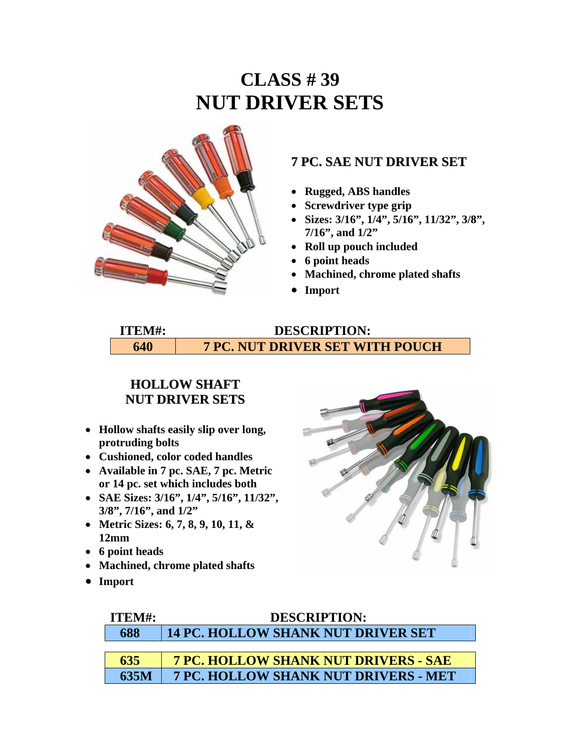# CLASS # 39
# NUT DRIVER SETS

### 7 PC. SAE NUT DRIVER SET

- **Rugged, ABS handles**
- **Screwdriver type grip**
- **Sizes: 3/16", 1/4", 5/16", 11/32", 3/8", 7/16", and 1/2"**
- **Roll up pouch included**
- **6 point heads**
- **Machined, chrome plated shafts**
- **Import**

| ITEM#: | DESCRIPTION: |
|---|---|
| 640 | 7 PC. NUT DRIVER SET WITH POUCH |

### HOLLOW SHAFT NUT DRIVER SETS

- **Hollow shafts easily slip over long, protruding bolts**
- **Cushioned, color coded handles**
- **Available in 7 pc. SAE, 7 pc. Metric or 14 pc. set which includes both**
- **SAE Sizes: 3/16", 1/4", 5/16", 11/32", 3/8", 7/16", and 1/2"**
- **Metric Sizes: 6, 7, 8, 9, 10, 11, & 12mm**
- **6 point heads**
- **Machined, chrome plated shafts**
- **Import**

| ITEM#: | DESCRIPTION: |
|---|---|
| 688 | 14 PC. HOLLOW SHANK NUT DRIVER SET |
| 635 | 7 PC. HOLLOW SHANK NUT DRIVERS - SAE |
| 635M | 7 PC. HOLLOW SHANK NUT DRIVERS - MET |